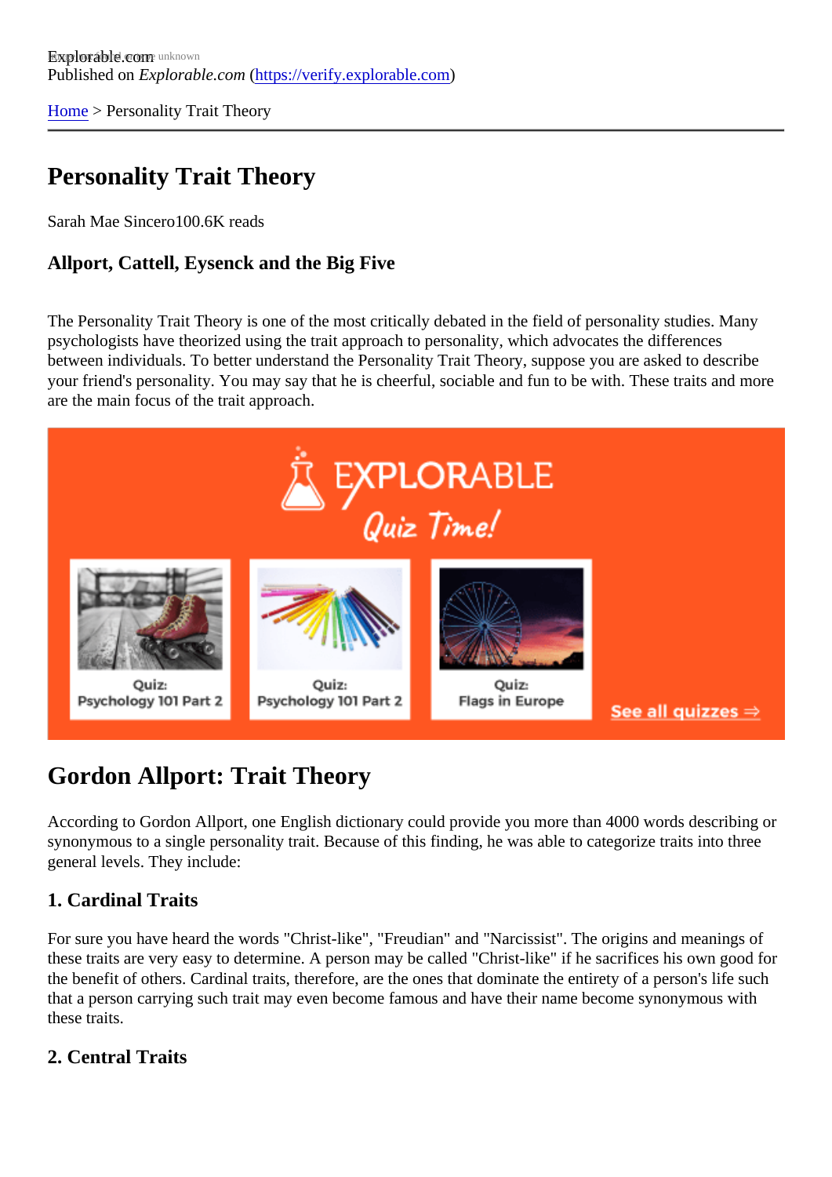Explorable.com
Published on *Explorable.com* (https://verify.explorable.com)

Home > Personality Trait Theory

# Personality Trait Theory

Sarah Mae Sincero100.6K reads

### Allport, Cattell, Eysenck and the Big Five

The Personality Trait Theory is one of the most critically debated in the field of personality studies. Many psychologists have theorized using the trait approach to personality, which advocates the differences between individuals. To better understand the Personality Trait Theory, suppose you are asked to describe your friend's personality. You may say that he is cheerful, sociable and fun to be with. These traits and more are the main focus of the trait approach.

## Gordon Allport: Trait Theory

According to Gordon Allport, one English dictionary could provide you more than 4000 words describing or synonymous to a single personality trait. Because of this finding, he was able to categorize traits into three general levels. They include:

### 1. Cardinal Traits

For sure you have heard the words "Christ-like", "Freudian" and "Narcissist". The origins and meanings of these traits are very easy to determine. A person may be called "Christ-like" if he sacrifices his own good for the benefit of others. Cardinal traits, therefore, are the ones that dominate the entirety of a person's life such that a person carrying such trait may even become famous and have their name become synonymous with these traits.

### 2. Central Traits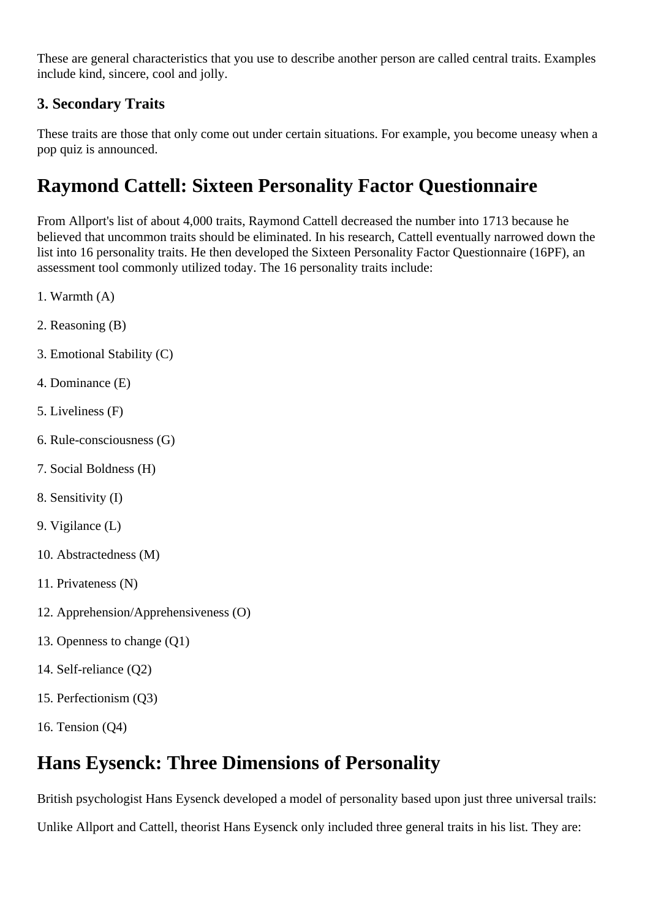These are general characteristics that you use to describe another person are called central traits. Examples include kind, sincere, cool and jolly.

### 3. Secondary Traits

These traits are those that only come out under certain situations. For example, you become uneasy when a pop quiz is announced.

## Raymond Cattell: Sixteen Personality Factor Questionnaire

From Allport's list of about 4,000 traits, Raymond Cattell decreased the number into 1713 because he believed that uncommon traits should be eliminated. In his research, Cattell eventually narrowed down the list into 16 personality traits. He then developed the Sixteen Personality Factor Questionnaire (16PF), an assessment tool commonly utilized today. The 16 personality traits include:

1. Warmth (A)

2. Reasoning (B)

3. Emotional Stability (C)

4. Dominance (E)

5. Liveliness (F)

6. Rule-consciousness (G)

7. Social Boldness (H)

8. Sensitivity (I)

9. Vigilance (L)

10. Abstractedness (M)

11. Privateness (N)

12. Apprehension/Apprehensiveness (O)

13. Openness to change (Q1)

14. Self-reliance (Q2)

15. Perfectionism (Q3)

16. Tension (Q4)

## Hans Eysenck: Three Dimensions of Personality

British psychologist Hans Eysenck developed a model of personality based upon just three universal trails:

Unlike Allport and Cattell, theorist Hans Eysenck only included three general traits in his list. They are: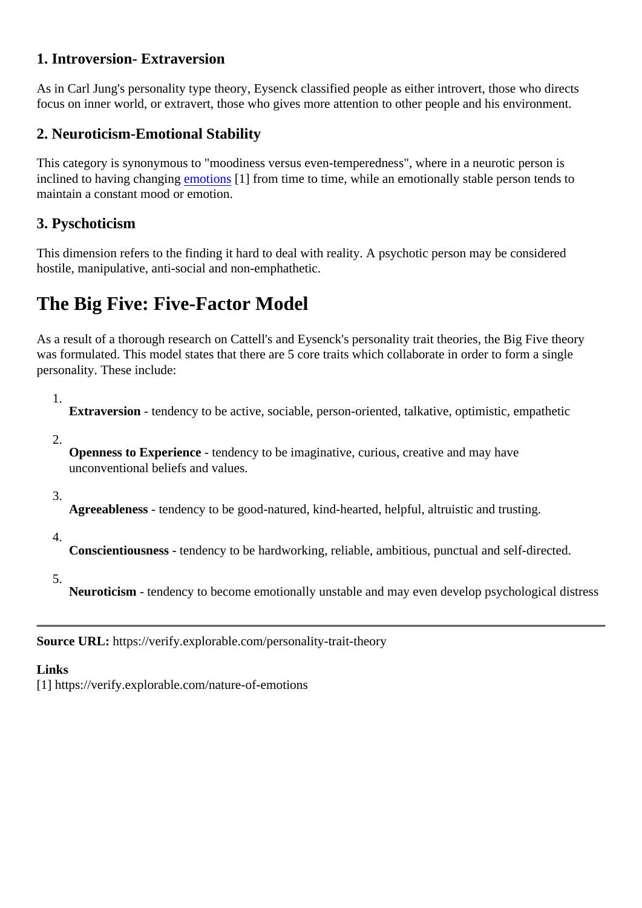### 1. Introversion- Extraversion

As in Carl Jung's personality type theory, Eysenck classified people as either introvert, those who directs focus on inner world, or extravert, those who gives more attention to other people and his environment.

### 2. Neuroticism-Emotional Stability

This category is synonymous to "moodiness versus even-temperedness", where in a neurotic person is inclined to having changing emotions [1] from time to time, while an emotionally stable person tends to maintain a constant mood or emotion.

### 3. Pyschoticism

This dimension refers to the finding it hard to deal with reality. A psychotic person may be considered hostile, manipulative, anti-social and non-emphathetic.

## The Big Five: Five-Factor Model

As a result of a thorough research on Cattell's and Eysenck's personality trait theories, the Big Five theory was formulated. This model states that there are 5 core traits which collaborate in order to form a single personality. These include:

1. **Extraversion** - tendency to be active, sociable, person-oriented, talkative, optimistic, empathetic
2. **Openness to Experience** - tendency to be imaginative, curious, creative and may have unconventional beliefs and values.
3. **Agreeableness** - tendency to be good-natured, kind-hearted, helpful, altruistic and trusting.
4. **Conscientiousness** - tendency to be hardworking, reliable, ambitious, punctual and self-directed.
5. **Neuroticism** - tendency to become emotionally unstable and may even develop psychological distress

---

**Source URL:** https://verify.explorable.com/personality-trait-theory

**Links**
[1] https://verify.explorable.com/nature-of-emotions